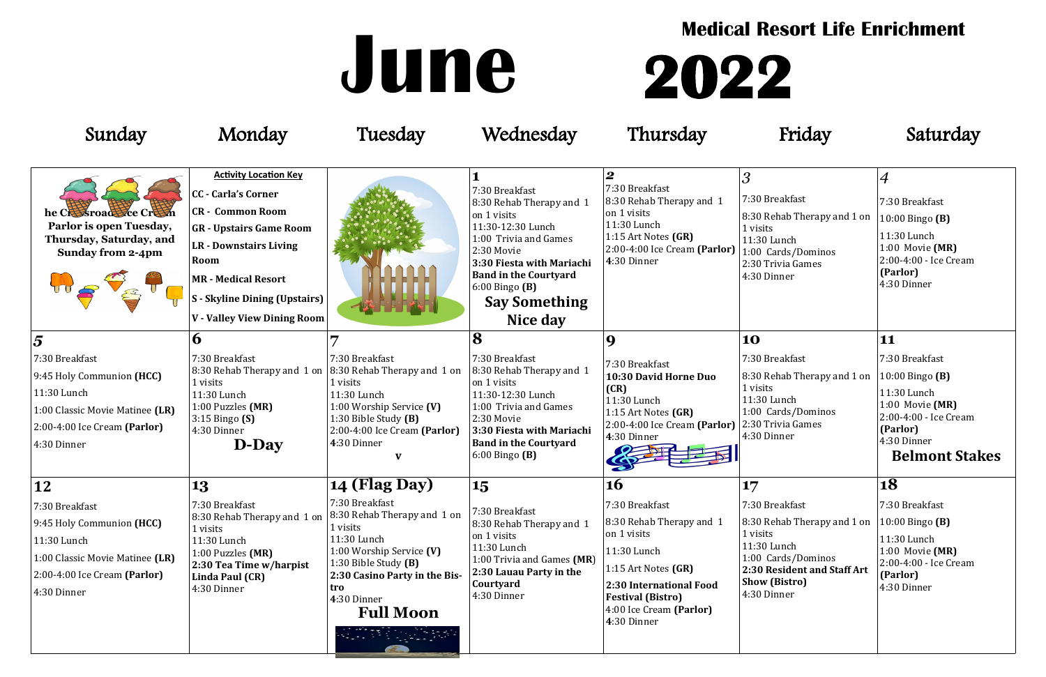# June 2022

## Medical Resort Life Enrichment

| Sunday | Monday | Tuesday | Wednesday | Thursday | Friday | Saturday |
|---|---|---|---|---|---|---|
| he Crossroads Ice Cream Parlor is open Tuesday, Thursday, Saturday, and Sunday from 2-4pm | **Activity Location Key**<br>**CC - Carla's Corner**<br>**CR - Common Room**<br>**GR - Upstairs Game Room**<br>**LR - Downstairs Living Room**<br>**MR - Medical Resort**<br>**S - Skyline Dining (Upstairs)**<br>**V - Valley View Dining Room** | | **1**<br>7:30 Breakfast<br>8:30 Rehab Therapy and 1 on 1 visits<br>11:30-12:30 Lunch<br>1:00 Trivia and Games<br>2:30 Movie<br>**3:30 Fiesta with Mariachi Band in the Courtyard**<br>6:00 Bingo **(B)**<br>**Say Something Nice day** | **2**<br>7:30 Breakfast<br>8:30 Rehab Therapy and 1 on 1 visits<br>11:30 Lunch<br>1:15 Art Notes **(GR)**<br>2:00-4:00 Ice Cream **(Parlor)**<br>4:30 Dinner | **3**<br>7:30 Breakfast<br>8:30 Rehab Therapy and 1 on 1 visits<br>11:30 Lunch<br>1:00 Cards/Dominos<br>2:30 Trivia Games<br>4:30 Dinner | **4**<br>7:30 Breakfast<br>10:00 Bingo **(B)**<br>11:30 Lunch<br>1:00 Movie **(MR)**<br>2:00-4:00 - Ice Cream **(Parlor)**<br>4:30 Dinner |
| **5**<br>7:30 Breakfast<br>9:45 Holy Communion **(HCC)**<br>11:30 Lunch<br>1:00 Classic Movie Matinee **(LR)**<br>2:00-4:00 Ice Cream **(Parlor)**<br>4:30 Dinner | **6**<br>7:30 Breakfast<br>8:30 Rehab Therapy and 1 on 1 visits<br>11:30 Lunch<br>1:00 Puzzles **(MR)**<br>3:15 Bingo **(S)**<br>4:30 Dinner<br>**D-Day** | **7**<br>7:30 Breakfast<br>8:30 Rehab Therapy and 1 on 1 visits<br>11:30 Lunch<br>1:00 Worship Service **(V)**<br>1:30 Bible Study **(B)**<br>2:00-4:00 Ice Cream **(Parlor)**<br>4:30 Dinner<br>**v** | **8**<br>7:30 Breakfast<br>8:30 Rehab Therapy and 1 on 1 visits<br>11:30-12:30 Lunch<br>1:00 Trivia and Games<br>2:30 Movie<br>**3:30 Fiesta with Mariachi Band in the Courtyard**<br>6:00 Bingo **(B)** | **9**<br>7:30 Breakfast<br>**10:30 David Horne Duo (CR)**<br>11:30 Lunch<br>1:15 Art Notes **(GR)**<br>2:00-4:00 Ice Cream **(Parlor)**<br>4:30 Dinner | **10**<br>7:30 Breakfast<br>8:30 Rehab Therapy and 1 on 1 visits<br>11:30 Lunch<br>1:00 Cards/Dominos<br>2:30 Trivia Games<br>4:30 Dinner | **11**<br>7:30 Breakfast<br>10:00 Bingo **(B)**<br>11:30 Lunch<br>1:00 Movie **(MR)**<br>2:00-4:00 - Ice Cream **(Parlor)**<br>4:30 Dinner<br>**Belmont Stakes** |
| **12**<br>7:30 Breakfast<br>9:45 Holy Communion **(HCC)**<br>11:30 Lunch<br>1:00 Classic Movie Matinee **(LR)**<br>2:00-4:00 Ice Cream **(Parlor)**<br>4:30 Dinner | **13**<br>7:30 Breakfast<br>8:30 Rehab Therapy and 1 on 1 visits<br>11:30 Lunch<br>1:00 Puzzles **(MR)**<br>**2:30 Tea Time w/harpist Linda Paul (CR)**<br>4:30 Dinner | **14 (Flag Day)**<br>7:30 Breakfast<br>8:30 Rehab Therapy and 1 on 1 visits<br>11:30 Lunch<br>1:00 Worship Service **(V)**<br>1:30 Bible Study **(B)**<br>**2:30 Casino Party in the Bistro**<br>4:30 Dinner<br>**Full Moon** | **15**<br>7:30 Breakfast<br>8:30 Rehab Therapy and 1 on 1 visits<br>11:30 Lunch<br>1:00 Trivia and Games **(MR)**<br>**2:30 Lauau Party in the Courtyard**<br>4:30 Dinner | **16**<br>7:30 Breakfast<br>8:30 Rehab Therapy and 1 on 1 visits<br>11:30 Lunch<br>1:15 Art Notes **(GR)**<br>**2:30 International Food Festival (Bistro)**<br>4:00 Ice Cream **(Parlor)**<br>4:30 Dinner | **17**<br>7:30 Breakfast<br>8:30 Rehab Therapy and 1 on 1 visits<br>11:30 Lunch<br>1:00 Cards/Dominos<br>**2:30 Resident and Staff Art Show (Bistro)**<br>4:30 Dinner | **18**<br>7:30 Breakfast<br>10:00 Bingo **(B)**<br>11:30 Lunch<br>1:00 Movie **(MR)**<br>2:00-4:00 - Ice Cream **(Parlor)**<br>4:30 Dinner |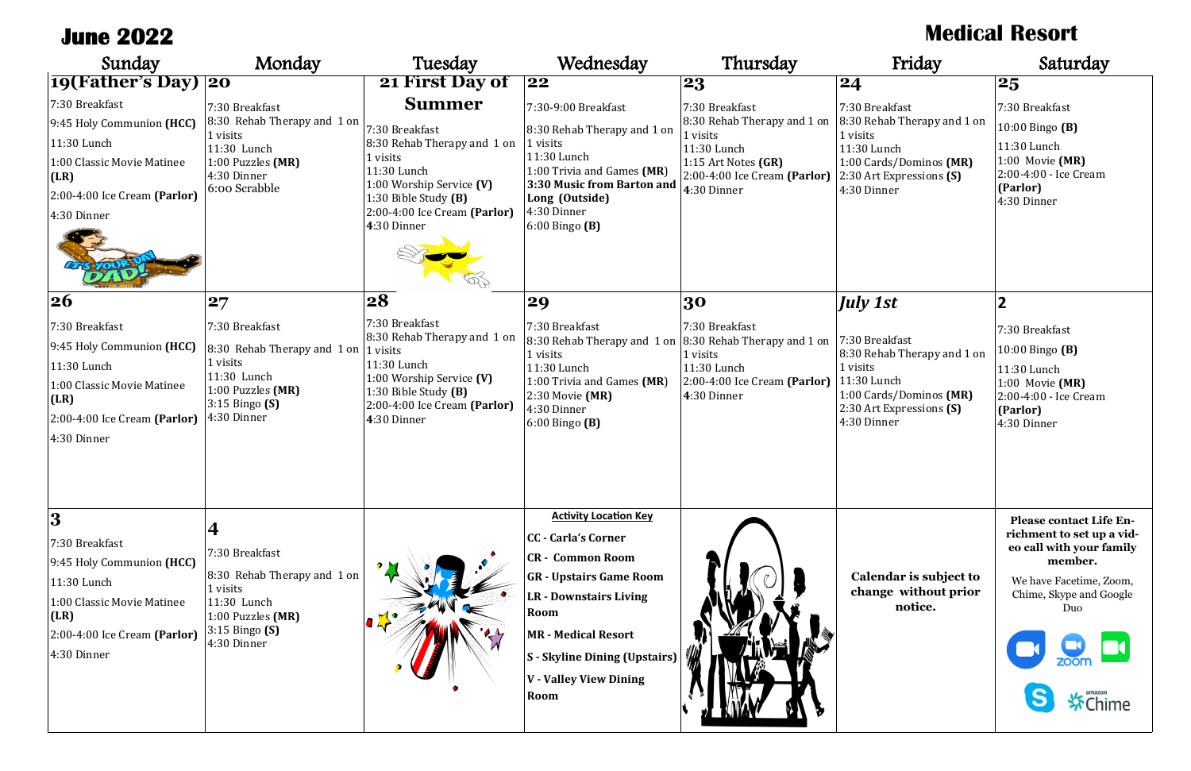# June 2022

# Medical Resort

| Sunday | Monday | Tuesday | Wednesday | Thursday | Friday | Saturday |
|---|---|---|---|---|---|---|
| **19(Father's Day)**<br>7:30 Breakfast<br>9:45 Holy Communion **(HCC)**<br>11:30 Lunch<br>1:00 Classic Movie Matinee **(LR)**<br>2:00-4:00 Ice Cream **(Parlor)**<br>4:30 Dinner | **20**<br>7:30 Breakfast<br>8:30 Rehab Therapy and 1 on 1 visits<br>11:30 Lunch<br>1:00 Puzzles **(MR)**<br>4:30 Dinner<br>6:00 Scrabble | **21 First Day of Summer**<br>7:30 Breakfast<br>8:30 Rehab Therapy and 1 on 1 visits<br>11:30 Lunch<br>1:00 Worship Service **(V)**<br>1:30 Bible Study **(B)**<br>2:00-4:00 Ice Cream **(Parlor)**<br>4:30 Dinner | **22**<br>7:30-9:00 Breakfast<br>8:30 Rehab Therapy and 1 on 1 visits<br>11:30 Lunch<br>1:00 Trivia and Games **(MR)**<br>**3:30 Music from Barton and Long (Outside)**<br>4:30 Dinner<br>6:00 Bingo **(B)** | **23**<br>7:30 Breakfast<br>8:30 Rehab Therapy and 1 on 1 visits<br>11:30 Lunch<br>1:15 Art Notes **(GR)**<br>2:00-4:00 Ice Cream **(Parlor)**<br>4:30 Dinner | **24**<br>7:30 Breakfast<br>8:30 Rehab Therapy and 1 on 1 visits<br>11:30 Lunch<br>1:00 Cards/Dominos **(MR)**<br>2:30 Art Expressions **(S)**<br>4:30 Dinner | **25**<br>7:30 Breakfast<br>10:00 Bingo **(B)**<br>11:30 Lunch<br>1:00 Movie **(MR)**<br>2:00-4:00 - Ice Cream **(Parlor)**<br>4:30 Dinner |
| **26**<br>7:30 Breakfast<br>9:45 Holy Communion **(HCC)**<br>11:30 Lunch<br>1:00 Classic Movie Matinee **(LR)**<br>2:00-4:00 Ice Cream **(Parlor)**<br>4:30 Dinner | **27**<br>7:30 Breakfast<br>8:30 Rehab Therapy and 1 on 1 visits<br>11:30 Lunch<br>1:00 Puzzles **(MR)**<br>3:15 Bingo **(S)**<br>4:30 Dinner | **28**<br>7:30 Breakfast<br>8:30 Rehab Therapy and 1 on 1 visits<br>11:30 Lunch<br>1:00 Worship Service **(V)**<br>1:30 Bible Study **(B)**<br>2:00-4:00 Ice Cream **(Parlor)**<br>4:30 Dinner | **29**<br>7:30 Breakfast<br>8:30 Rehab Therapy and 1 on 1 visits<br>11:30 Lunch<br>1:00 Trivia and Games **(MR)**<br>2:30 Movie **(MR)**<br>4:30 Dinner<br>6:00 Bingo **(B)** | **30**<br>7:30 Breakfast<br>8:30 Rehab Therapy and 1 on 1 visits<br>11:30 Lunch<br>2:00-4:00 Ice Cream **(Parlor)**<br>4:30 Dinner | ***July 1st***<br>7:30 Breakfast<br>8:30 Rehab Therapy and 1 on 1 visits<br>11:30 Lunch<br>1:00 Cards/Dominos **(MR)**<br>2:30 Art Expressions **(S)**<br>4:30 Dinner | **2**<br>7:30 Breakfast<br>10:00 Bingo **(B)**<br>11:30 Lunch<br>1:00 Movie **(MR)**<br>2:00-4:00 - Ice Cream **(Parlor)**<br>4:30 Dinner |
| **3**<br>7:30 Breakfast<br>9:45 Holy Communion **(HCC)**<br>11:30 Lunch<br>1:00 Classic Movie Matinee **(LR)**<br>2:00-4:00 Ice Cream **(Parlor)**<br>4:30 Dinner | **4**<br>7:30 Breakfast<br>8:30 Rehab Therapy and 1 on 1 visits<br>11:30 Lunch<br>1:00 Puzzles **(MR)**<br>3:15 Bingo **(S)**<br>4:30 Dinner | | **Activity Location Key**<br>**CC - Carla's Corner**<br>**CR - Common Room**<br>**GR - Upstairs Game Room**<br>**LR - Downstairs Living Room**<br>**MR - Medical Resort**<br>**S - Skyline Dining (Upstairs)**<br>**V - Valley View Dining Room** | | **Calendar is subject to change without prior notice.** | **Please contact Life Enrichment to set up a video call with your family member.**<br>We have Facetime, Zoom, Chime, Skype and Google Duo |